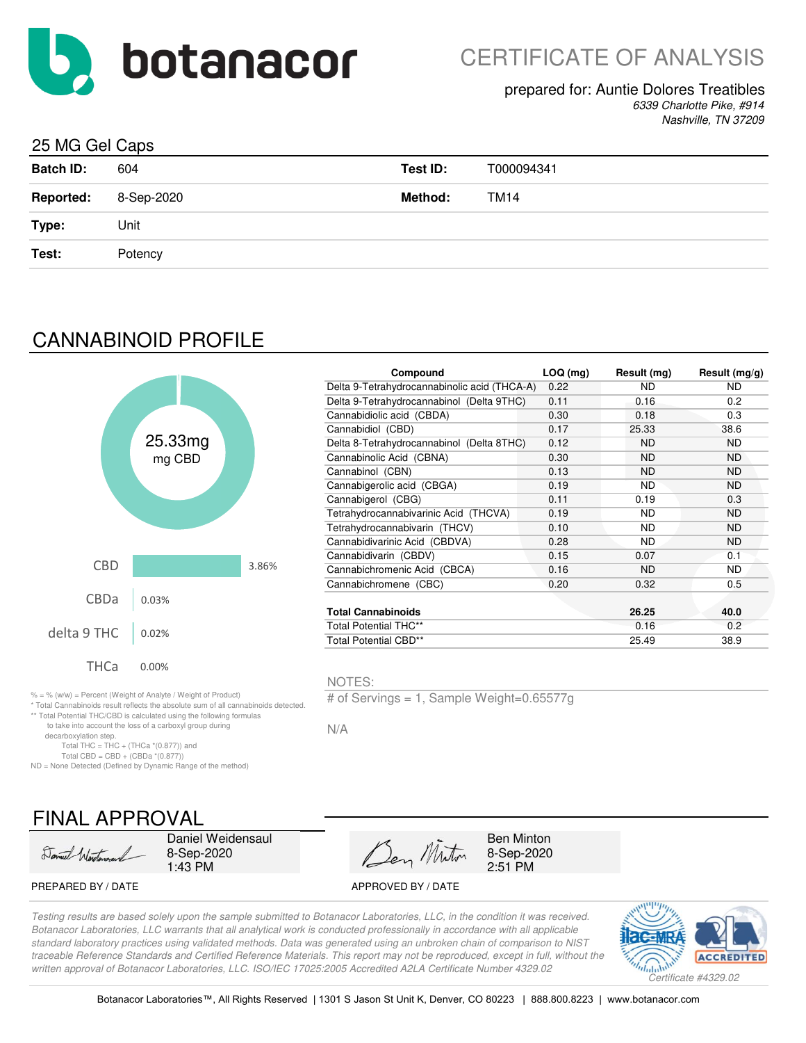# CERTIFICATE OF ANALYSIS

prepared for: Auntie Dolores Treatibles
*6339 Charlotte Pike, #914*
*Nashville, TN 37209*

## 25 MG Gel Caps

| | | | |
|---|---|---|---|
| **Batch ID:** | 604 | **Test ID:** | T000094341 |
| **Reported:** | 8-Sep-2020 | **Method:** | TM14 |
| **Type:** | Unit | | |
| **Test:** | Potency | | |

## CANNABINOID PROFILE

25.33mg
mg CBD

| | |
|---|---|
| CBD | 3.86% |
| CBDa | 0.03% |
| delta 9 THC | 0.02% |
| THCa | 0.00% |

| Compound | LOQ (mg) | Result (mg) | Result (mg/g) |
|---|---|---|---|
| Delta 9-Tetrahydrocannabinolic acid (THCA-A) | 0.22 | ND | ND |
| Delta 9-Tetrahydrocannabinol (Delta 9THC) | 0.11 | 0.16 | 0.2 |
| Cannabidiolic acid (CBDA) | 0.30 | 0.18 | 0.3 |
| Cannabidiol (CBD) | 0.17 | 25.33 | 38.6 |
| Delta 8-Tetrahydrocannabinol (Delta 8THC) | 0.12 | ND | ND |
| Cannabinolic Acid (CBNA) | 0.30 | ND | ND |
| Cannabinol (CBN) | 0.13 | ND | ND |
| Cannabigerolic acid (CBGA) | 0.19 | ND | ND |
| Cannabigerol (CBG) | 0.11 | 0.19 | 0.3 |
| Tetrahydrocannabivarinic Acid (THCVA) | 0.19 | ND | ND |
| Tetrahydrocannabivarin (THCV) | 0.10 | ND | ND |
| Cannabidivarinic Acid (CBDVA) | 0.28 | ND | ND |
| Cannabidivarin (CBDV) | 0.15 | 0.07 | 0.1 |
| Cannabichromenic Acid (CBCA) | 0.16 | ND | ND |
| Cannabichromene (CBC) | 0.20 | 0.32 | 0.5 |
| **Total Cannabinoids** | | **26.25** | **40.0** |
| Total Potential THC** | | 0.16 | 0.2 |
| Total Potential CBD** | | 25.49 | 38.9 |

% = % (w/w) = Percent (Weight of Analyte / Weight of Product)
* Total Cannabinoids result reflects the absolute sum of all cannabinoids detected.
** Total Potential THC/CBD is calculated using the following formulas to take into account the loss of a carboxyl group during decarboxylation step.
Total THC = THC + (THCa *(0.877)) and
Total CBD = CBD + (CBDa *(0.877))
ND = None Detected (Defined by Dynamic Range of the method)

NOTES:

# of Servings = 1, Sample Weight=0.65577g

N/A

## FINAL APPROVAL

| | | | |
|---|---|---|---|
| Daniel Weidensaul | 8-Sep-2020 1:43 PM | Ben Minton | 8-Sep-2020 2:51 PM |
| PREPARED BY / DATE | | APPROVED BY / DATE | |

*Testing results are based solely upon the sample submitted to Botanacor Laboratories, LLC, in the condition it was received. Botanacor Laboratories, LLC warrants that all analytical work is conducted professionally in accordance with all applicable standard laboratory practices using validated methods. Data was generated using an unbroken chain of comparison to NIST traceable Reference Standards and Certified Reference Materials. This report may not be reproduced, except in full, without the written approval of Botanacor Laboratories, LLC. ISO/IEC 17025:2005 Accredited A2LA Certificate Number 4329.02*

*Certificate #4329.02*

Botanacor Laboratories™, All Rights Reserved | 1301 S Jason St Unit K, Denver, CO 80223 | 888.800.8223 | www.botanacor.com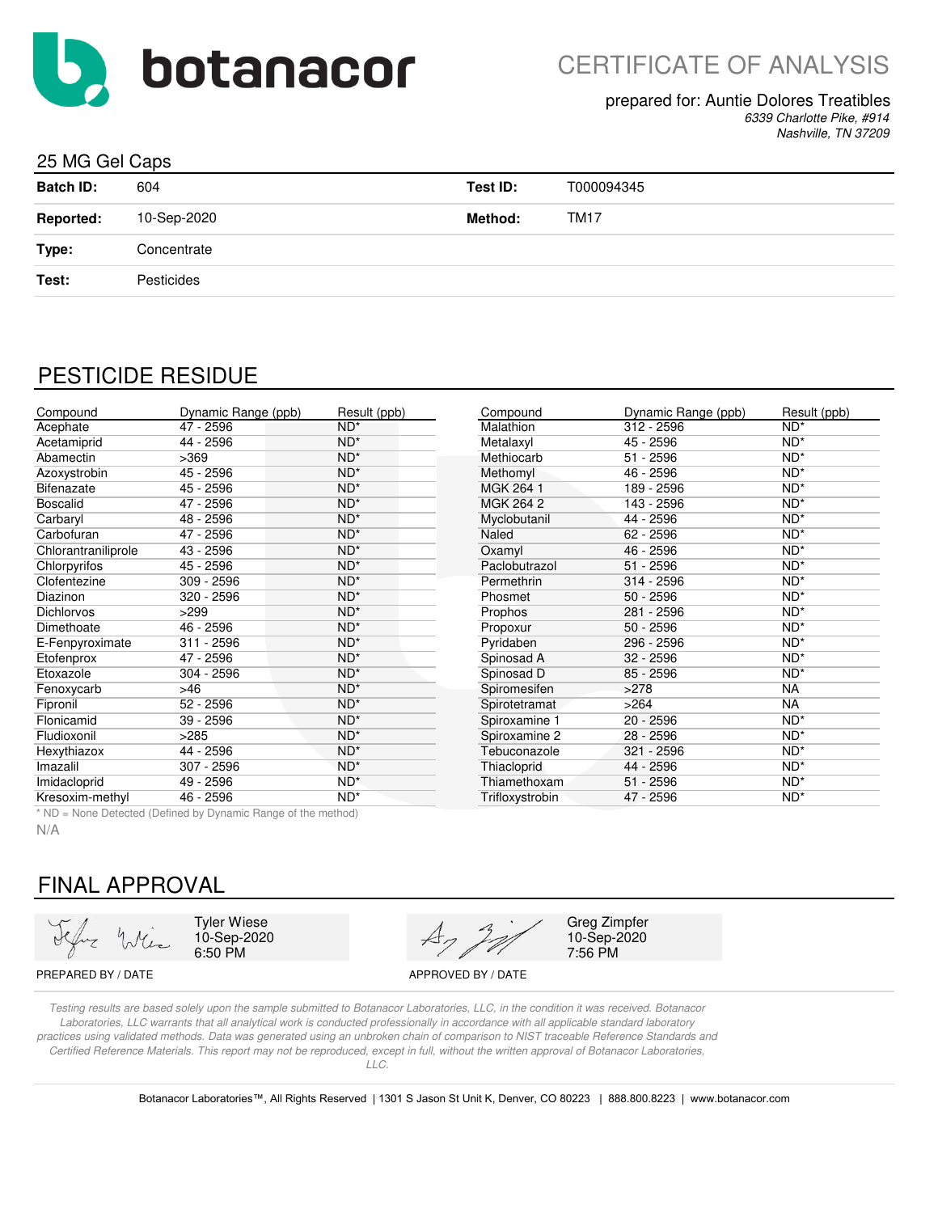# botanacor

## CERTIFICATE OF ANALYSIS

prepared for: Auntie Dolores Treatibles
*6339 Charlotte Pike, #914*
*Nashville, TN 37209*

### 25 MG Gel Caps

| | | | |
|---|---|---|---|
| **Batch ID:** | 604 | **Test ID:** | T000094345 |
| **Reported:** | 10-Sep-2020 | **Method:** | TM17 |
| **Type:** | Concentrate | | |
| **Test:** | Pesticides | | |

## PESTICIDE RESIDUE

| Compound | Dynamic Range (ppb) | Result (ppb) |
|---|---|---|
| Acephate | 47 - 2596 | ND* |
| Acetamiprid | 44 - 2596 | ND* |
| Abamectin | >369 | ND* |
| Azoxystrobin | 45 - 2596 | ND* |
| Bifenazate | 45 - 2596 | ND* |
| Boscalid | 47 - 2596 | ND* |
| Carbaryl | 48 - 2596 | ND* |
| Carbofuran | 47 - 2596 | ND* |
| Chlorantraniliprole | 43 - 2596 | ND* |
| Chlorpyrifos | 45 - 2596 | ND* |
| Clofentezine | 309 - 2596 | ND* |
| Diazinon | 320 - 2596 | ND* |
| Dichlorvos | >299 | ND* |
| Dimethoate | 46 - 2596 | ND* |
| E-Fenpyroximate | 311 - 2596 | ND* |
| Etofenprox | 47 - 2596 | ND* |
| Etoxazole | 304 - 2596 | ND* |
| Fenoxycarb | >46 | ND* |
| Fipronil | 52 - 2596 | ND* |
| Flonicamid | 39 - 2596 | ND* |
| Fludioxonil | >285 | ND* |
| Hexythiazox | 44 - 2596 | ND* |
| Imazalil | 307 - 2596 | ND* |
| Imidacloprid | 49 - 2596 | ND* |
| Kresoxim-methyl | 46 - 2596 | ND* |
| Malathion | 312 - 2596 | ND* |
| Metalaxyl | 45 - 2596 | ND* |
| Methiocarb | 51 - 2596 | ND* |
| Methomyl | 46 - 2596 | ND* |
| MGK 264 1 | 189 - 2596 | ND* |
| MGK 264 2 | 143 - 2596 | ND* |
| Myclobutanil | 44 - 2596 | ND* |
| Naled | 62 - 2596 | ND* |
| Oxamyl | 46 - 2596 | ND* |
| Paclobutrazol | 51 - 2596 | ND* |
| Permethrin | 314 - 2596 | ND* |
| Phosmet | 50 - 2596 | ND* |
| Prophos | 281 - 2596 | ND* |
| Propoxur | 50 - 2596 | ND* |
| Pyridaben | 296 - 2596 | ND* |
| Spinosad A | 32 - 2596 | ND* |
| Spinosad D | 85 - 2596 | ND* |
| Spiromesifen | >278 | NA |
| Spirotetramat | >264 | NA |
| Spiroxamine 1 | 20 - 2596 | ND* |
| Spiroxamine 2 | 28 - 2596 | ND* |
| Tebuconazole | 321 - 2596 | ND* |
| Thiacloprid | 44 - 2596 | ND* |
| Thiamethoxam | 51 - 2596 | ND* |
| Trifloxystrobin | 47 - 2596 | ND* |

* ND = None Detected (Defined by Dynamic Range of the method)

N/A

## FINAL APPROVAL

| | |
|---|---|
| Tyler Wiese<br>10-Sep-2020<br>6:50 PM | Greg Zimpfer<br>10-Sep-2020<br>7:56 PM |
| PREPARED BY / DATE | APPROVED BY / DATE |

*Testing results are based solely upon the sample submitted to Botanacor Laboratories, LLC, in the condition it was received. Botanacor Laboratories, LLC warrants that all analytical work is conducted professionally in accordance with all applicable standard laboratory practices using validated methods. Data was generated using an unbroken chain of comparison to NIST traceable Reference Standards and Certified Reference Materials. This report may not be reproduced, except in full, without the written approval of Botanacor Laboratories, LLC.*

Botanacor Laboratories™, All Rights Reserved | 1301 S Jason St Unit K, Denver, CO 80223 | 888.800.8223 | www.botanacor.com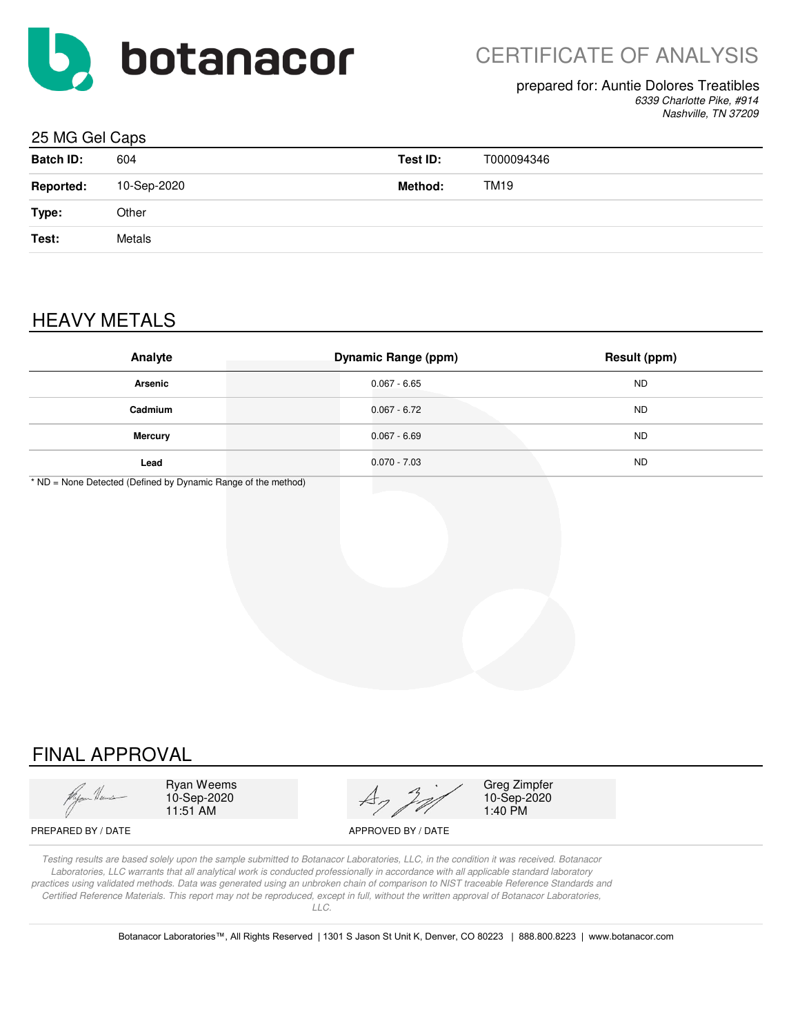botanacor

# CERTIFICATE OF ANALYSIS

prepared for: Auntie Dolores Treatibles
*6339 Charlotte Pike, #914*
*Nashville, TN 37209*

## 25 MG Gel Caps

| | | | |
|---|---|---|---|
| **Batch ID:** | 604 | **Test ID:** | T000094346 |
| **Reported:** | 10-Sep-2020 | **Method:** | TM19 |
| **Type:** | Other | | |
| **Test:** | Metals | | |

## HEAVY METALS

| Analyte | Dynamic Range (ppm) | Result (ppm) |
|---|---|---|
| **Arsenic** | 0.067 - 6.65 | ND |
| **Cadmium** | 0.067 - 6.72 | ND |
| **Mercury** | 0.067 - 6.69 | ND |
| **Lead** | 0.070 - 7.03 | ND |

* ND = None Detected (Defined by Dynamic Range of the method)

## FINAL APPROVAL

| | |
|---|---|
| Ryan Weems<br>10-Sep-2020<br>11:51 AM | Greg Zimpfer<br>10-Sep-2020<br>1:40 PM |
| PREPARED BY / DATE | APPROVED BY / DATE |

*Testing results are based solely upon the sample submitted to Botanacor Laboratories, LLC, in the condition it was received. Botanacor Laboratories, LLC warrants that all analytical work is conducted professionally in accordance with all applicable standard laboratory practices using validated methods. Data was generated using an unbroken chain of comparison to NIST traceable Reference Standards and Certified Reference Materials. This report may not be reproduced, except in full, without the written approval of Botanacor Laboratories, LLC.*

Botanacor Laboratories™, All Rights Reserved | 1301 S Jason St Unit K, Denver, CO 80223 | 888.800.8223 | www.botanacor.com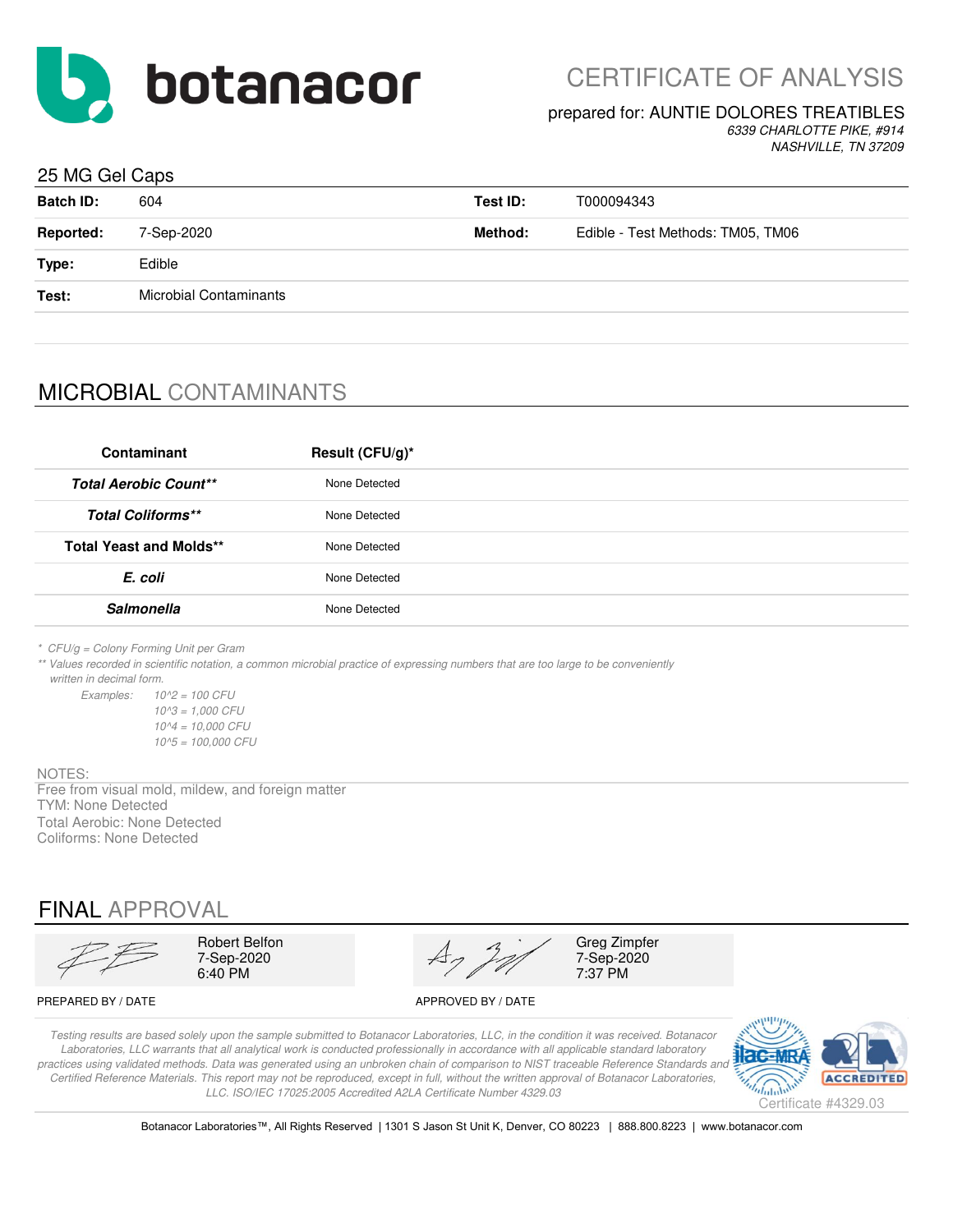# botanacor

## CERTIFICATE OF ANALYSIS

prepared for: AUNTIE DOLORES TREATIBLES

*6339 CHARLOTTE PIKE, #914*
*NASHVILLE, TN 37209*

### 25 MG Gel Caps

| | | | |
|---|---|---|---|
| **Batch ID:** | 604 | **Test ID:** | T000094343 |
| **Reported:** | 7-Sep-2020 | **Method:** | Edible - Test Methods: TM05, TM06 |
| **Type:** | Edible | | |
| **Test:** | Microbial Contaminants | | |

## MICROBIAL CONTAMINANTS

| Contaminant | Result (CFU/g)* |
|---|---|
| ***Total Aerobic Count**** | None Detected |
| ***Total Coliforms**** | None Detected |
| **Total Yeast and Molds**** | None Detected |
| ***E. coli*** | None Detected |
| ***Salmonella*** | None Detected |

*\* CFU/g = Colony Forming Unit per Gram*

*\*\* Values recorded in scientific notation, a common microbial practice of expressing numbers that are too large to be conveniently written in decimal form.*

*Examples:*
*10^2 = 100 CFU*
*10^3 = 1,000 CFU*
*10^4 = 10,000 CFU*
*10^5 = 100,000 CFU*

NOTES:
Free from visual mold, mildew, and foreign matter
TYM: None Detected
Total Aerobic: None Detected
Coliforms: None Detected

## FINAL APPROVAL

| PREPARED BY / DATE | APPROVED BY / DATE |
|---|---|
| Robert Belfon<br>7-Sep-2020<br>6:40 PM | Greg Zimpfer<br>7-Sep-2020<br>7:37 PM |

*Testing results are based solely upon the sample submitted to Botanacor Laboratories, LLC, in the condition it was received. Botanacor Laboratories, LLC warrants that all analytical work is conducted professionally in accordance with all applicable standard laboratory practices using validated methods. Data was generated using an unbroken chain of comparison to NIST traceable Reference Standards and Certified Reference Materials. This report may not be reproduced, except in full, without the written approval of Botanacor Laboratories, LLC. ISO/IEC 17025:2005 Accredited A2LA Certificate Number 4329.03*

Certificate #4329.03

Botanacor Laboratories™, All Rights Reserved | 1301 S Jason St Unit K, Denver, CO 80223 | 888.800.8223 | www.botanacor.com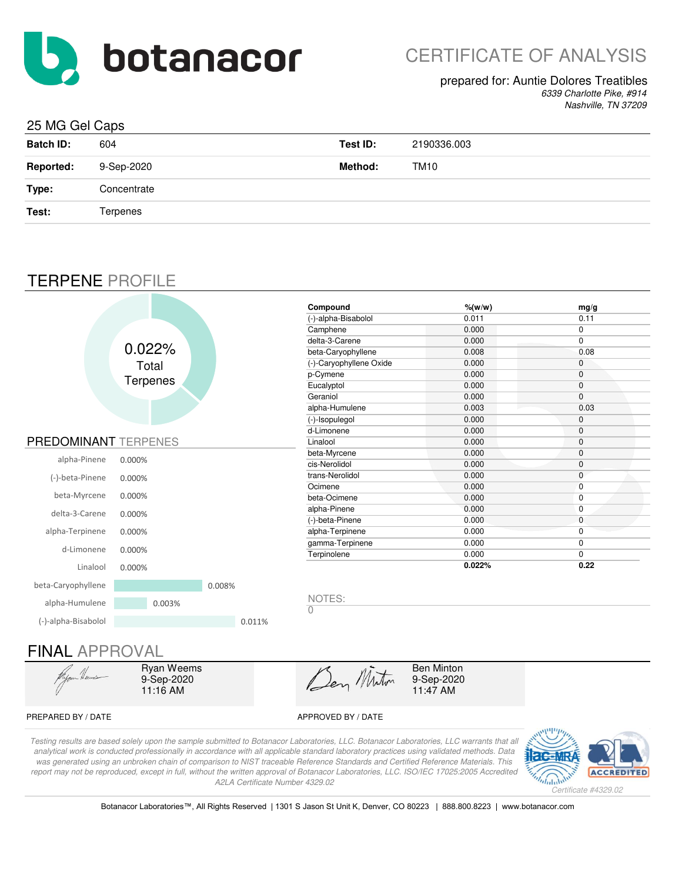# botanacor

## CERTIFICATE OF ANALYSIS

prepared for: Auntie Dolores Treatibles
*6339 Charlotte Pike, #914*
*Nashville, TN 37209*

### 25 MG Gel Caps

| | | | |
|---|---|---|---|
| **Batch ID:** | 604 | **Test ID:** | 2190336.003 |
| **Reported:** | 9-Sep-2020 | **Method:** | TM10 |
| **Type:** | Concentrate | | |
| **Test:** | Terpenes | | |

## TERPENE PROFILE

0.022%
Total
Terpenes

### PREDOMINANT TERPENES

alpha-Pinene 0.000%
(-)-beta-Pinene 0.000%
beta-Myrcene 0.000%
delta-3-Carene 0.000%
alpha-Terpinene 0.000%
d-Limonene 0.000%
Linalool 0.000%
beta-Caryophyllene 0.008%
alpha-Humulene 0.003%
(-)-alpha-Bisabolol 0.011%

| Compound | %(w/w) | mg/g |
|---|---|---|
| (-)-alpha-Bisabolol | 0.011 | 0.11 |
| Camphene | 0.000 | 0 |
| delta-3-Carene | 0.000 | 0 |
| beta-Caryophyllene | 0.008 | 0.08 |
| (-)-Caryophyllene Oxide | 0.000 | 0 |
| p-Cymene | 0.000 | 0 |
| Eucalyptol | 0.000 | 0 |
| Geraniol | 0.000 | 0 |
| alpha-Humulene | 0.003 | 0.03 |
| (-)-Isopulegol | 0.000 | 0 |
| d-Limonene | 0.000 | 0 |
| Linalool | 0.000 | 0 |
| beta-Myrcene | 0.000 | 0 |
| cis-Nerolidol | 0.000 | 0 |
| trans-Nerolidol | 0.000 | 0 |
| Ocimene | 0.000 | 0 |
| beta-Ocimene | 0.000 | 0 |
| alpha-Pinene | 0.000 | 0 |
| (-)-beta-Pinene | 0.000 | 0 |
| alpha-Terpinene | 0.000 | 0 |
| gamma-Terpinene | 0.000 | 0 |
| Terpinolene | 0.000 | 0 |
| | **0.022%** | **0.22** |

NOTES:
0

## FINAL APPROVAL

| | |
|---|---|
| Ryan Weems<br>9-Sep-2020<br>11:16 AM | Ben Minton<br>9-Sep-2020<br>11:47 AM |
| PREPARED BY / DATE | APPROVED BY / DATE |

*Testing results are based solely upon the sample submitted to Botanacor Laboratories, LLC. Botanacor Laboratories, LLC warrants that all analytical work is conducted professionally in accordance with all applicable standard laboratory practices using validated methods. Data was generated using an unbroken chain of comparison to NIST traceable Reference Standards and Certified Reference Materials. This report may not be reproduced, except in full, without the written approval of Botanacor Laboratories, LLC. ISO/IEC 17025:2005 Accredited A2LA Certificate Number 4329.02*

ilac-MRA A2LA ACCREDITED
*Certificate #4329.02*

Botanacor Laboratories™, All Rights Reserved | 1301 S Jason St Unit K, Denver, CO 80223 | 888.800.8223 | www.botanacor.com